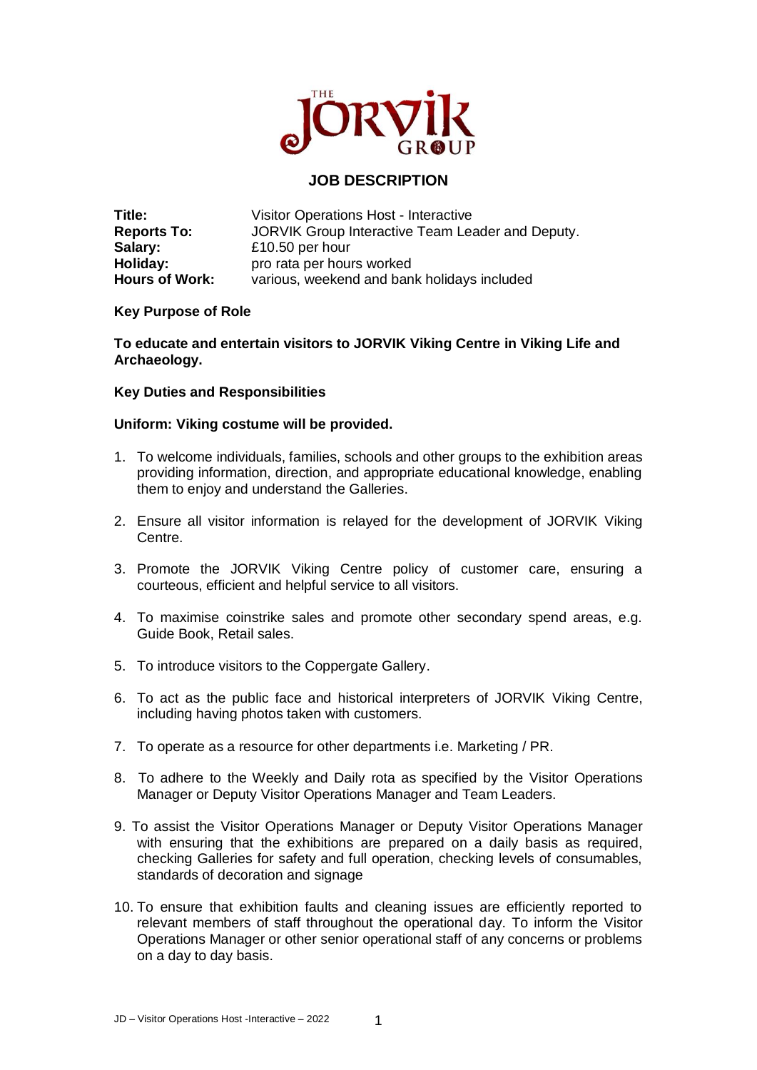# JOB DESCRIPTION

**Title:** Visitor Operations Host - Interactive
**Reports To:** JORVIK Group Interactive Team Leader and Deputy.
**Salary:** £10.50 per hour
**Holiday:** pro rata per hours worked
**Hours of Work:** various, weekend and bank holidays included

**Key Purpose of Role**

**To educate and entertain visitors to JORVIK Viking Centre in Viking Life and Archaeology.**

**Key Duties and Responsibilities**

**Uniform: Viking costume will be provided.**

1. To welcome individuals, families, schools and other groups to the exhibition areas providing information, direction, and appropriate educational knowledge, enabling them to enjoy and understand the Galleries.

2. Ensure all visitor information is relayed for the development of JORVIK Viking Centre.

3. Promote the JORVIK Viking Centre policy of customer care, ensuring a courteous, efficient and helpful service to all visitors.

4. To maximise coinstrike sales and promote other secondary spend areas, e.g. Guide Book, Retail sales.

5. To introduce visitors to the Coppergate Gallery.

6. To act as the public face and historical interpreters of JORVIK Viking Centre, including having photos taken with customers.

7. To operate as a resource for other departments i.e. Marketing / PR.

8. To adhere to the Weekly and Daily rota as specified by the Visitor Operations Manager or Deputy Visitor Operations Manager and Team Leaders.

9. To assist the Visitor Operations Manager or Deputy Visitor Operations Manager with ensuring that the exhibitions are prepared on a daily basis as required, checking Galleries for safety and full operation, checking levels of consumables, standards of decoration and signage

10. To ensure that exhibition faults and cleaning issues are efficiently reported to relevant members of staff throughout the operational day. To inform the Visitor Operations Manager or other senior operational staff of any concerns or problems on a day to day basis.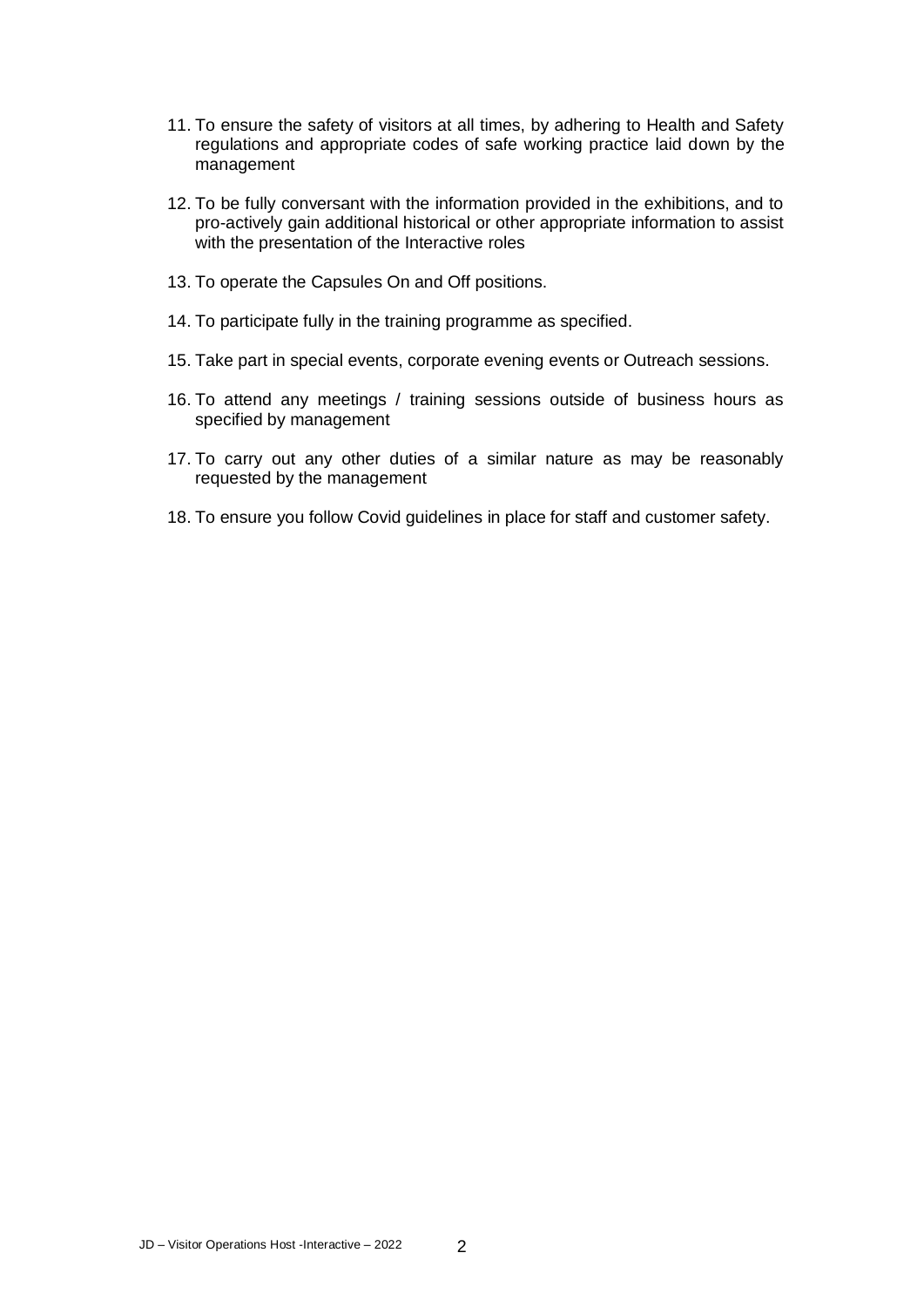11. To ensure the safety of visitors at all times, by adhering to Health and Safety regulations and appropriate codes of safe working practice laid down by the management

12. To be fully conversant with the information provided in the exhibitions, and to pro-actively gain additional historical or other appropriate information to assist with the presentation of the Interactive roles

13. To operate the Capsules On and Off positions.

14. To participate fully in the training programme as specified.

15. Take part in special events, corporate evening events or Outreach sessions.

16. To attend any meetings / training sessions outside of business hours as specified by management

17. To carry out any other duties of a similar nature as may be reasonably requested by the management

18. To ensure you follow Covid guidelines in place for staff and customer safety.